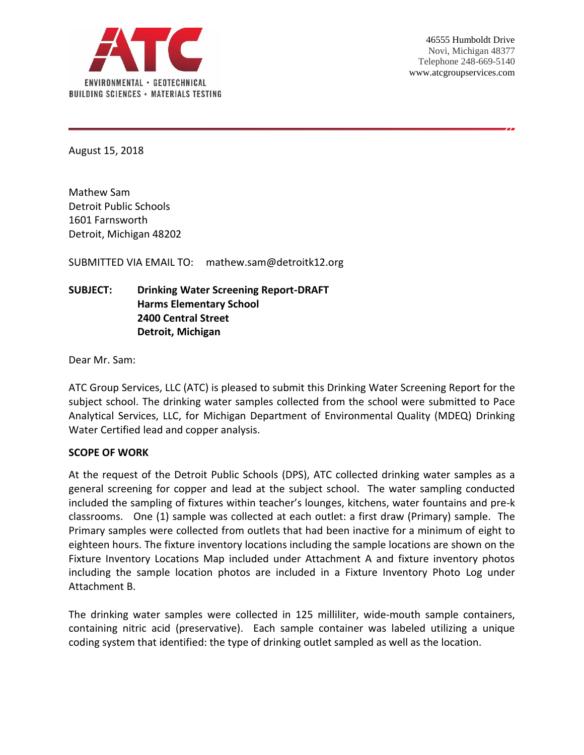ATC

ENVIRONMENTAL • GEOTECHNICAL
BUILDING SCIENCES • MATERIALS TESTING

46555 Humboldt Drive
Novi, Michigan 48377
Telephone 248-669-5140
www.atcgroupservices.com

August 15, 2018

Mathew Sam
Detroit Public Schools
1601 Farnsworth
Detroit, Michigan 48202

SUBMITTED VIA EMAIL TO: mathew.sam@detroitk12.org

**SUBJECT: Drinking Water Screening Report-DRAFT**
**Harms Elementary School**
**2400 Central Street**
**Detroit, Michigan**

Dear Mr. Sam:

ATC Group Services, LLC (ATC) is pleased to submit this Drinking Water Screening Report for the subject school. The drinking water samples collected from the school were submitted to Pace Analytical Services, LLC, for Michigan Department of Environmental Quality (MDEQ) Drinking Water Certified lead and copper analysis.

**SCOPE OF WORK**

At the request of the Detroit Public Schools (DPS), ATC collected drinking water samples as a general screening for copper and lead at the subject school. The water sampling conducted included the sampling of fixtures within teacher's lounges, kitchens, water fountains and pre-k classrooms. One (1) sample was collected at each outlet: a first draw (Primary) sample. The Primary samples were collected from outlets that had been inactive for a minimum of eight to eighteen hours. The fixture inventory locations including the sample locations are shown on the Fixture Inventory Locations Map included under Attachment A and fixture inventory photos including the sample location photos are included in a Fixture Inventory Photo Log under Attachment B.

The drinking water samples were collected in 125 milliliter, wide-mouth sample containers, containing nitric acid (preservative). Each sample container was labeled utilizing a unique coding system that identified: the type of drinking outlet sampled as well as the location.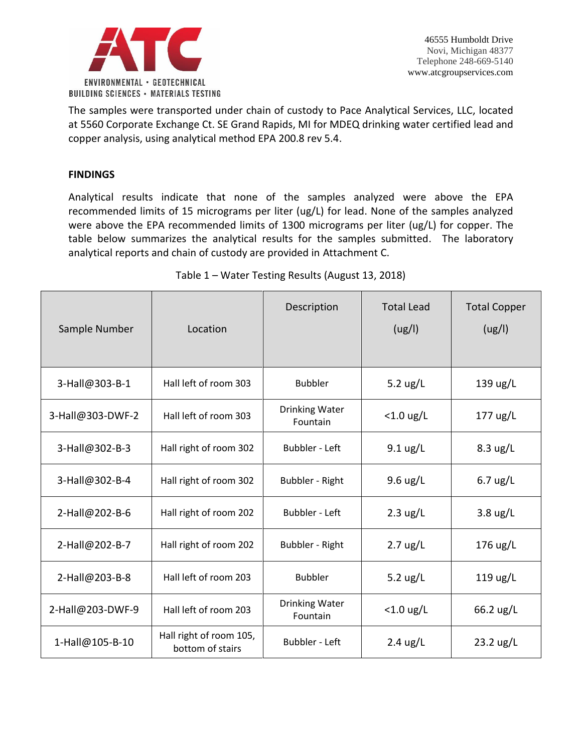The samples were transported under chain of custody to Pace Analytical Services, LLC, located at 5560 Corporate Exchange Ct. SE Grand Rapids, MI for MDEQ drinking water certified lead and copper analysis, using analytical method EPA 200.8 rev 5.4.

**FINDINGS**

Analytical results indicate that none of the samples analyzed were above the EPA recommended limits of 15 micrograms per liter (ug/L) for lead. None of the samples analyzed were above the EPA recommended limits of 1300 micrograms per liter (ug/L) for copper. The table below summarizes the analytical results for the samples submitted. The laboratory analytical reports and chain of custody are provided in Attachment C.

Table 1 – Water Testing Results (August 13, 2018)

| Sample Number | Location | Description | Total Lead (ug/l) | Total Copper (ug/l) |
|---|---|---|---|---|
| 3-Hall@303-B-1 | Hall left of room 303 | Bubbler | 5.2 ug/L | 139 ug/L |
| 3-Hall@303-DWF-2 | Hall left of room 303 | Drinking Water Fountain | <1.0 ug/L | 177 ug/L |
| 3-Hall@302-B-3 | Hall right of room 302 | Bubbler - Left | 9.1 ug/L | 8.3 ug/L |
| 3-Hall@302-B-4 | Hall right of room 302 | Bubbler - Right | 9.6 ug/L | 6.7 ug/L |
| 2-Hall@202-B-6 | Hall right of room 202 | Bubbler - Left | 2.3 ug/L | 3.8 ug/L |
| 2-Hall@202-B-7 | Hall right of room 202 | Bubbler - Right | 2.7 ug/L | 176 ug/L |
| 2-Hall@203-B-8 | Hall left of room 203 | Bubbler | 5.2 ug/L | 119 ug/L |
| 2-Hall@203-DWF-9 | Hall left of room 203 | Drinking Water Fountain | <1.0 ug/L | 66.2 ug/L |
| 1-Hall@105-B-10 | Hall right of room 105, bottom of stairs | Bubbler - Left | 2.4 ug/L | 23.2 ug/L |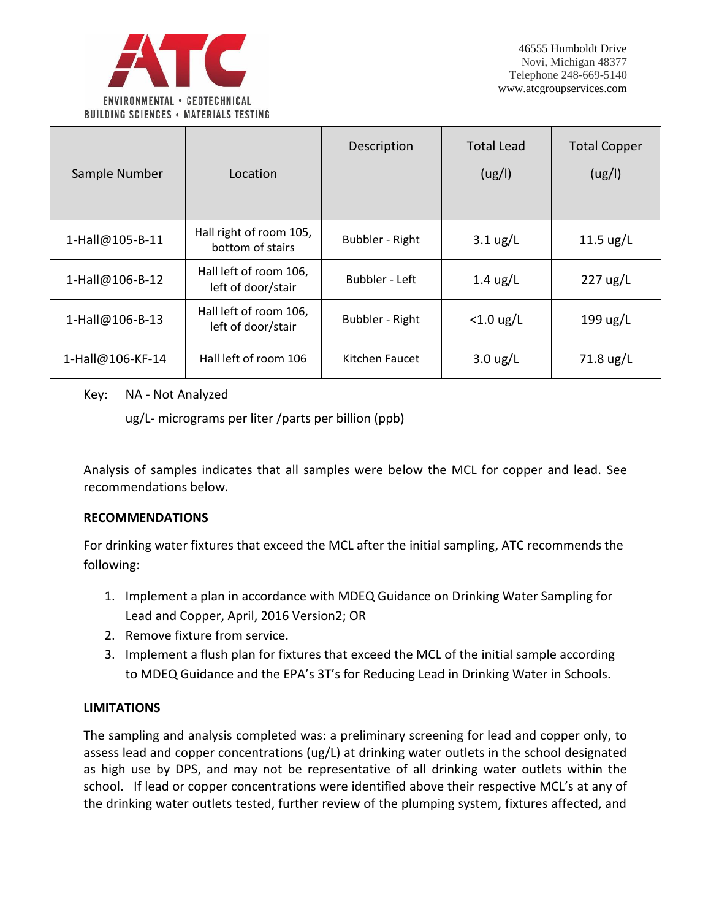| Sample Number | Location | Description | Total Lead (ug/l) | Total Copper (ug/l) |
|---|---|---|---|---|
| 1-Hall@105-B-11 | Hall right of room 105, bottom of stairs | Bubbler - Right | 3.1 ug/L | 11.5 ug/L |
| 1-Hall@106-B-12 | Hall left of room 106, left of door/stair | Bubbler - Left | 1.4 ug/L | 227 ug/L |
| 1-Hall@106-B-13 | Hall left of room 106, left of door/stair | Bubbler - Right | <1.0 ug/L | 199 ug/L |
| 1-Hall@106-KF-14 | Hall left of room 106 | Kitchen Faucet | 3.0 ug/L | 71.8 ug/L |

Key: NA - Not Analyzed

ug/L- micrograms per liter /parts per billion (ppb)

Analysis of samples indicates that all samples were below the MCL for copper and lead. See recommendations below.

**RECOMMENDATIONS**

For drinking water fixtures that exceed the MCL after the initial sampling, ATC recommends the following:

1. Implement a plan in accordance with MDEQ Guidance on Drinking Water Sampling for Lead and Copper, April, 2016 Version2; OR
2. Remove fixture from service.
3. Implement a flush plan for fixtures that exceed the MCL of the initial sample according to MDEQ Guidance and the EPA's 3T's for Reducing Lead in Drinking Water in Schools.

**LIMITATIONS**

The sampling and analysis completed was: a preliminary screening for lead and copper only, to assess lead and copper concentrations (ug/L) at drinking water outlets in the school designated as high use by DPS, and may not be representative of all drinking water outlets within the school. If lead or copper concentrations were identified above their respective MCL's at any of the drinking water outlets tested, further review of the plumping system, fixtures affected, and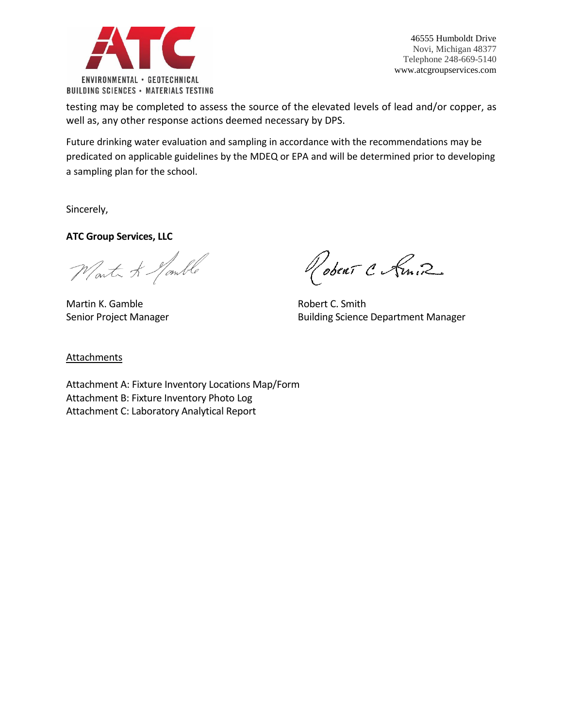testing may be completed to assess the source of the elevated levels of lead and/or copper, as well as, any other response actions deemed necessary by DPS.

Future drinking water evaluation and sampling in accordance with the recommendations may be predicated on applicable guidelines by the MDEQ or EPA and will be determined prior to developing a sampling plan for the school.

Sincerely,

**ATC Group Services, LLC**

Martin K. Gamble
Senior Project Manager

Robert C. Smith
Building Science Department Manager

Attachments

Attachment A: Fixture Inventory Locations Map/Form
Attachment B: Fixture Inventory Photo Log
Attachment C: Laboratory Analytical Report